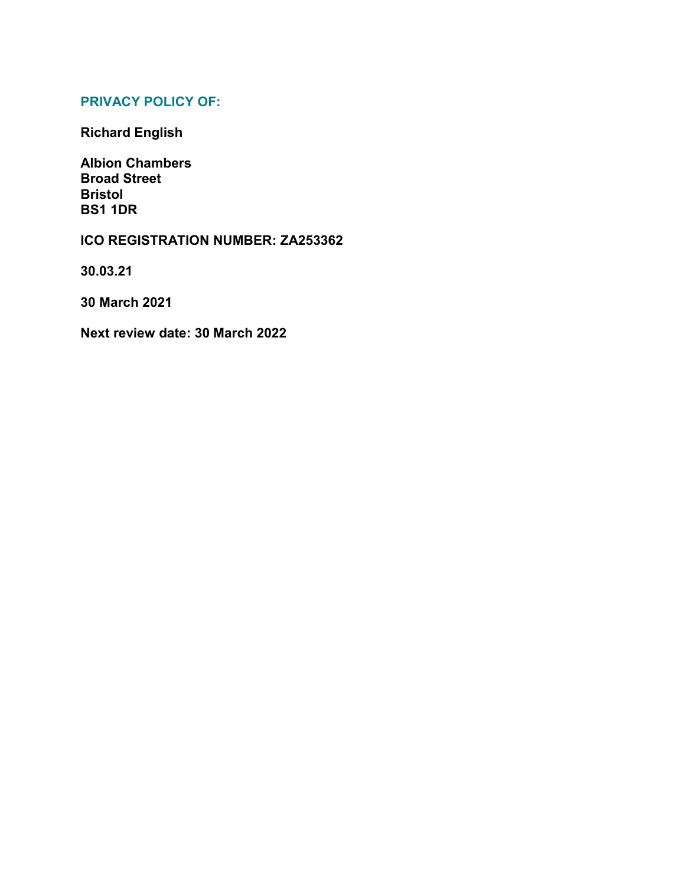## PRIVACY POLICY OF:

**Richard English**

**Albion Chambers**
**Broad Street**
**Bristol**
**BS1 1DR**

**ICO REGISTRATION NUMBER: ZA253362**

**30.03.21**

**30 March 2021**

**Next review date: 30 March 2022**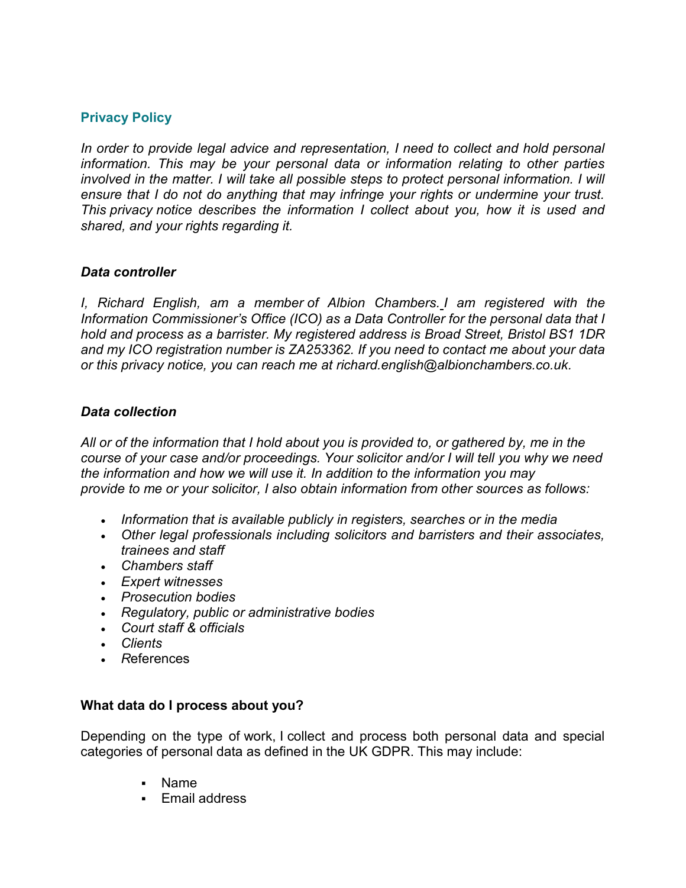## Privacy Policy

*In order to provide legal advice and representation, I need to collect and hold personal information. This may be your personal data or information relating to other parties involved in the matter. I will take all possible steps to protect personal information. I will ensure that I do not do anything that may infringe your rights or undermine your trust. This privacy notice describes the information I collect about you, how it is used and shared, and your rights regarding it.*

### *Data controller*

*I, Richard English, am a member of Albion Chambers. I am registered with the Information Commissioner's Office (ICO) as a Data Controller for the personal data that I hold and process as a barrister. My registered address is Broad Street, Bristol BS1 1DR and my ICO registration number is ZA253362. If you need to contact me about your data or this privacy notice, you can reach me at richard.english@albionchambers.co.uk.*

### *Data collection*

*All or of the information that I hold about you is provided to, or gathered by, me in the course of your case and/or proceedings. Your solicitor and/or I will tell you why we need the information and how we will use it. In addition to the information you may provide to me or your solicitor, I also obtain information from other sources as follows:*

- *Information that is available publicly in registers, searches or in the media*
- *Other legal professionals including solicitors and barristers and their associates, trainees and staff*
- *Chambers staff*
- *Expert witnesses*
- *Prosecution bodies*
- *Regulatory, public or administrative bodies*
- *Court staff & officials*
- *Clients*
- *R*eferences

### What data do I process about you?

Depending on the type of work, I collect and process both personal data and special categories of personal data as defined in the UK GDPR. This may include:

- Name
- Email address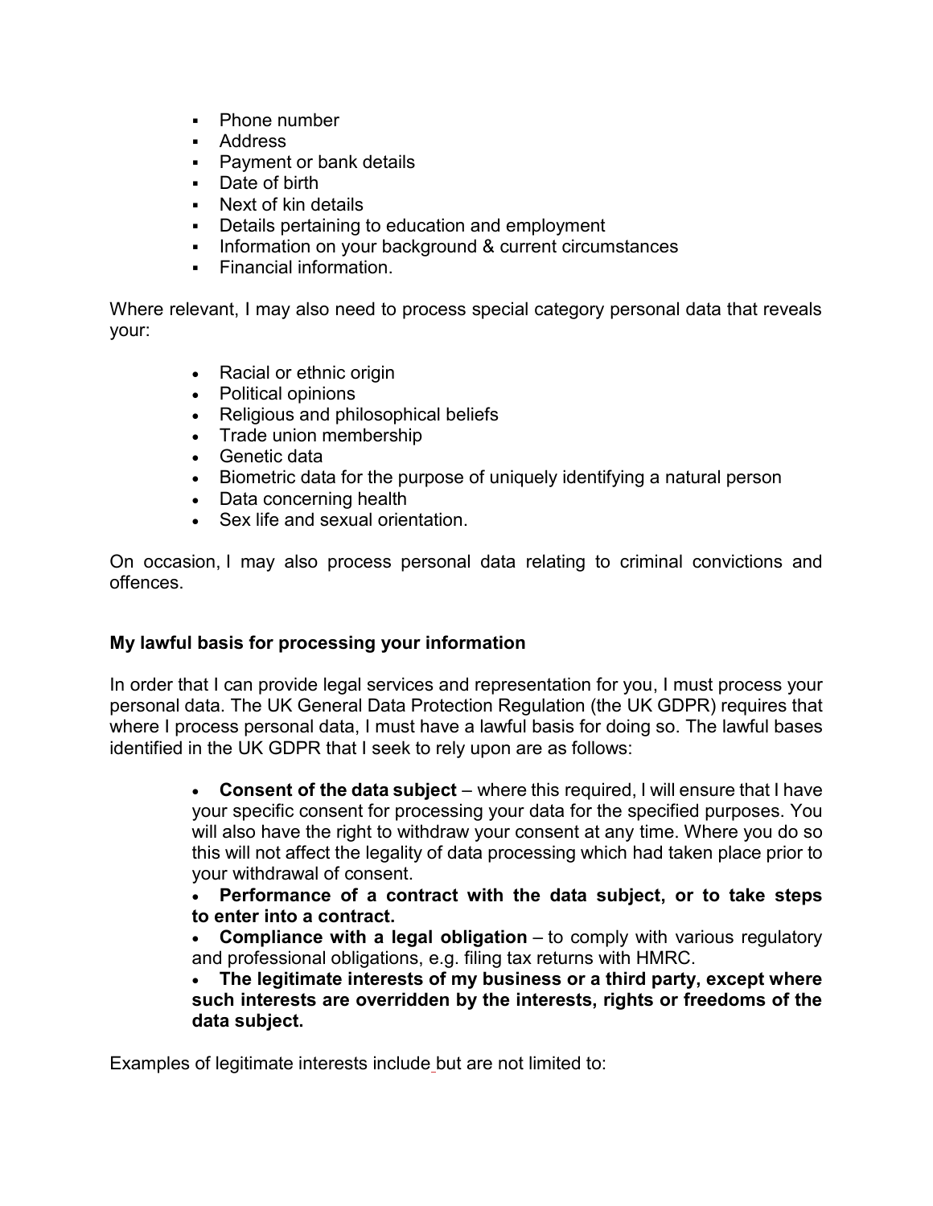- Phone number
- Address
- Payment or bank details
- Date of birth
- Next of kin details
- Details pertaining to education and employment
- Information on your background & current circumstances
- Financial information.

Where relevant, I may also need to process special category personal data that reveals your:

- Racial or ethnic origin
- Political opinions
- Religious and philosophical beliefs
- Trade union membership
- Genetic data
- Biometric data for the purpose of uniquely identifying a natural person
- Data concerning health
- Sex life and sexual orientation.

On occasion, I may also process personal data relating to criminal convictions and offences.

**My lawful basis for processing your information**

In order that I can provide legal services and representation for you, I must process your personal data. The UK General Data Protection Regulation (the UK GDPR) requires that where I process personal data, I must have a lawful basis for doing so. The lawful bases identified in the UK GDPR that I seek to rely upon are as follows:

- **Consent of the data subject** – where this required, I will ensure that I have your specific consent for processing your data for the specified purposes. You will also have the right to withdraw your consent at any time. Where you do so this will not affect the legality of data processing which had taken place prior to your withdrawal of consent.
- **Performance of a contract with the data subject, or to take steps to enter into a contract.**
- **Compliance with a legal obligation** – to comply with various regulatory and professional obligations, e.g. filing tax returns with HMRC.
- **The legitimate interests of my business or a third party, except where such interests are overridden by the interests, rights or freedoms of the data subject.**

Examples of legitimate interests include but are not limited to: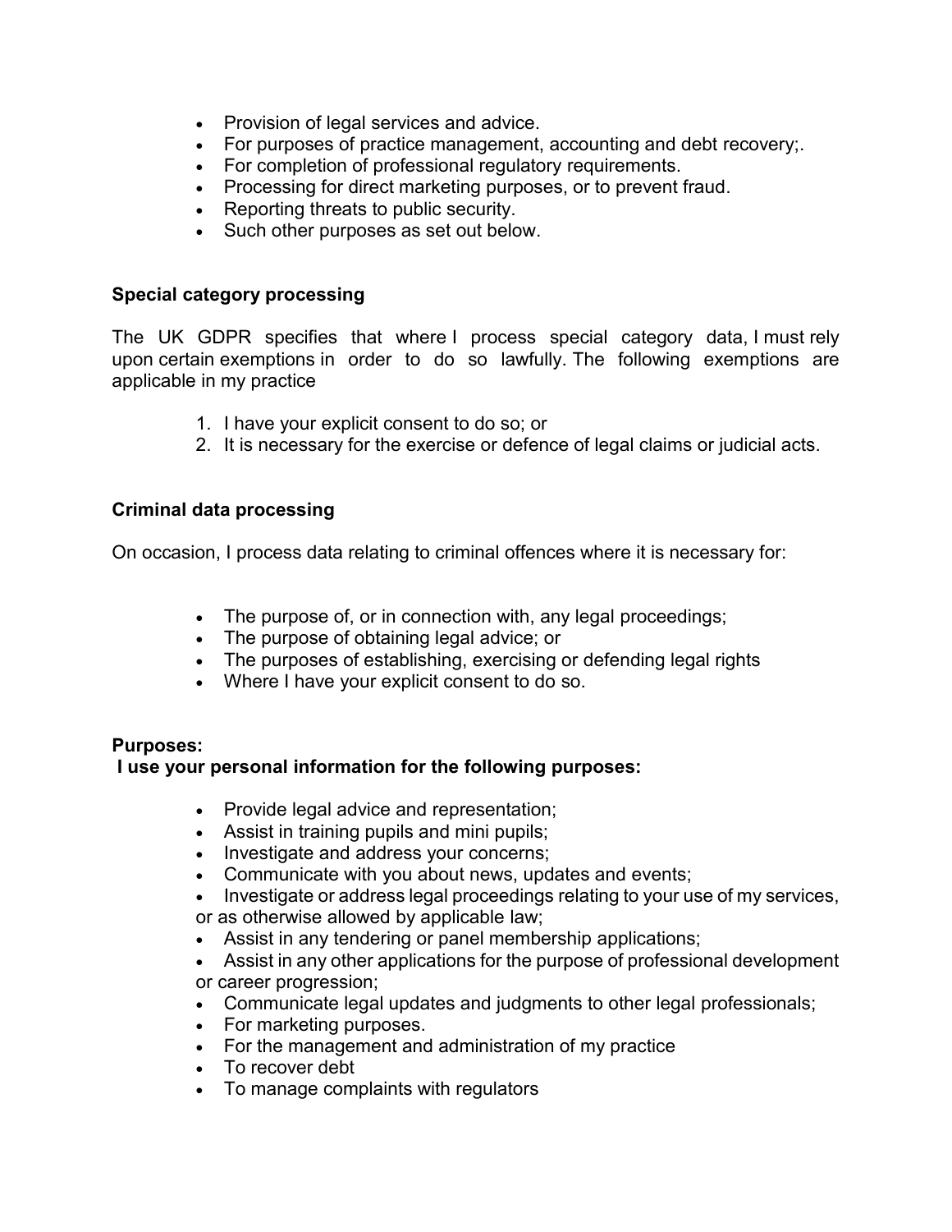- Provision of legal services and advice.
- For purposes of practice management, accounting and debt recovery;.
- For completion of professional regulatory requirements.
- Processing for direct marketing purposes, or to prevent fraud.
- Reporting threats to public security.
- Such other purposes as set out below.

**Special category processing**

The UK GDPR specifies that where I process special category data, I must rely upon certain exemptions in order to do so lawfully. The following exemptions are applicable in my practice

1. I have your explicit consent to do so; or
2. It is necessary for the exercise or defence of legal claims or judicial acts.

**Criminal data processing**

On occasion, I process data relating to criminal offences where it is necessary for:

- The purpose of, or in connection with, any legal proceedings;
- The purpose of obtaining legal advice; or
- The purposes of establishing, exercising or defending legal rights
- Where I have your explicit consent to do so.

**Purposes:**
**I use your personal information for the following purposes:**

- Provide legal advice and representation;
- Assist in training pupils and mini pupils;
- Investigate and address your concerns;
- Communicate with you about news, updates and events;
- Investigate or address legal proceedings relating to your use of my services, or as otherwise allowed by applicable law;
- Assist in any tendering or panel membership applications;
- Assist in any other applications for the purpose of professional development or career progression;
- Communicate legal updates and judgments to other legal professionals;
- For marketing purposes.
- For the management and administration of my practice
- To recover debt
- To manage complaints with regulators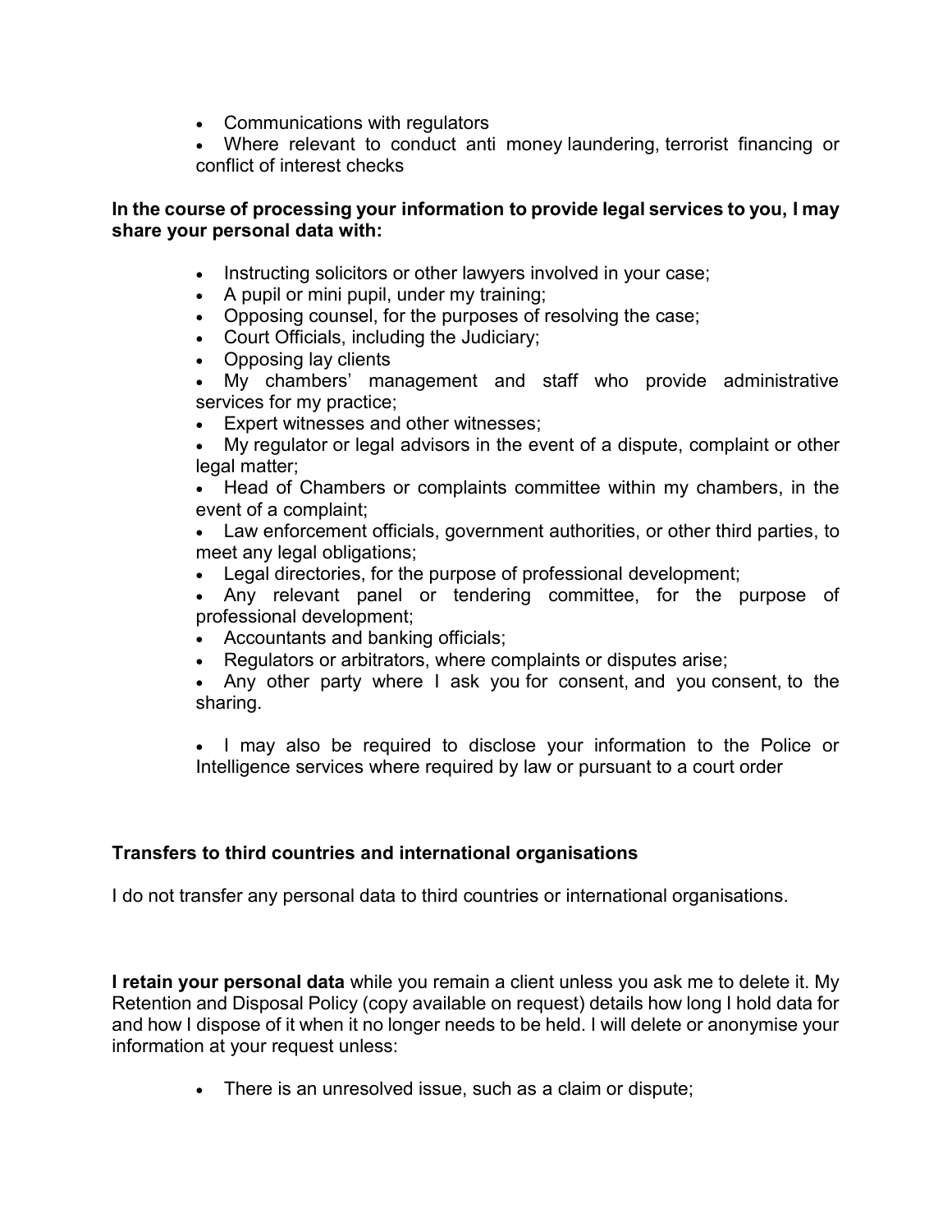- Communications with regulators
- Where relevant to conduct anti money laundering, terrorist financing or conflict of interest checks

**In the course of processing your information to provide legal services to you, I may share your personal data with:**

- Instructing solicitors or other lawyers involved in your case;
- A pupil or mini pupil, under my training;
- Opposing counsel, for the purposes of resolving the case;
- Court Officials, including the Judiciary;
- Opposing lay clients
- My chambers' management and staff who provide administrative services for my practice;
- Expert witnesses and other witnesses;
- My regulator or legal advisors in the event of a dispute, complaint or other legal matter;
- Head of Chambers or complaints committee within my chambers, in the event of a complaint;
- Law enforcement officials, government authorities, or other third parties, to meet any legal obligations;
- Legal directories, for the purpose of professional development;
- Any relevant panel or tendering committee, for the purpose of professional development;
- Accountants and banking officials;
- Regulators or arbitrators, where complaints or disputes arise;
- Any other party where I ask you for consent, and you consent, to the sharing.

- I may also be required to disclose your information to the Police or Intelligence services where required by law or pursuant to a court order

**Transfers to third countries and international organisations**

I do not transfer any personal data to third countries or international organisations.

**I retain your personal data** while you remain a client unless you ask me to delete it. My Retention and Disposal Policy (copy available on request) details how long I hold data for and how I dispose of it when it no longer needs to be held. I will delete or anonymise your information at your request unless:

- There is an unresolved issue, such as a claim or dispute;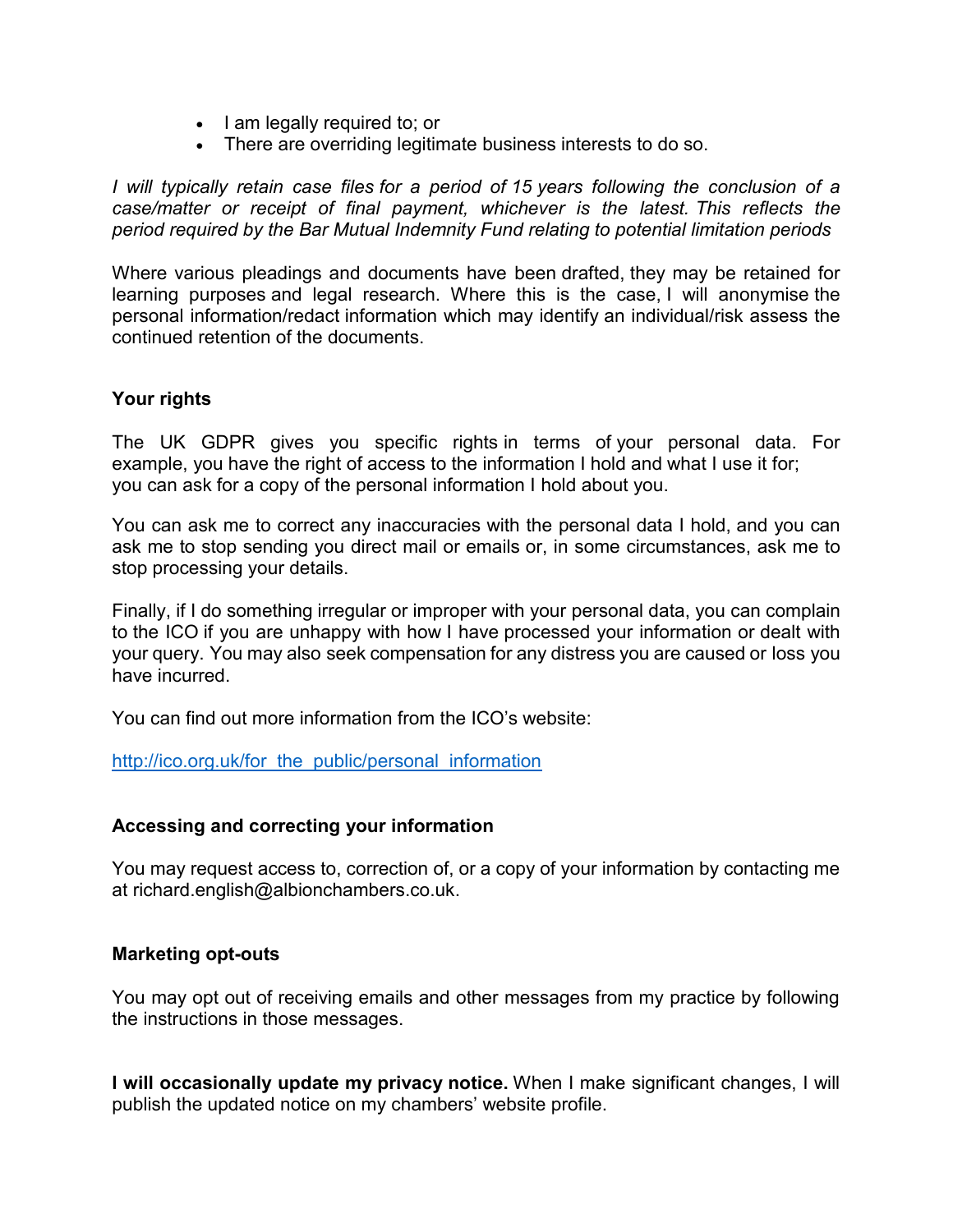- I am legally required to; or
- There are overriding legitimate business interests to do so.

*I will typically retain case files for a period of 15 years following the conclusion of a case/matter or receipt of final payment, whichever is the latest. This reflects the period required by the Bar Mutual Indemnity Fund relating to potential limitation periods*

Where various pleadings and documents have been drafted, they may be retained for learning purposes and legal research. Where this is the case, I will anonymise the personal information/redact information which may identify an individual/risk assess the continued retention of the documents.

**Your rights**

The UK GDPR gives you specific rights in terms of your personal data. For example, you have the right of access to the information I hold and what I use it for; you can ask for a copy of the personal information I hold about you.

You can ask me to correct any inaccuracies with the personal data I hold, and you can ask me to stop sending you direct mail or emails or, in some circumstances, ask me to stop processing your details.

Finally, if I do something irregular or improper with your personal data, you can complain to the ICO if you are unhappy with how I have processed your information or dealt with your query. You may also seek compensation for any distress you are caused or loss you have incurred.

You can find out more information from the ICO's website:

[http://ico.org.uk/for_the_public/personal_information](http://ico.org.uk/for_the_public/personal_information)

**Accessing and correcting your information**

You may request access to, correction of, or a copy of your information by contacting me at richard.english@albionchambers.co.uk.

**Marketing opt-outs**

You may opt out of receiving emails and other messages from my practice by following the instructions in those messages.

**I will occasionally update my privacy notice.** When I make significant changes, I will publish the updated notice on my chambers' website profile.